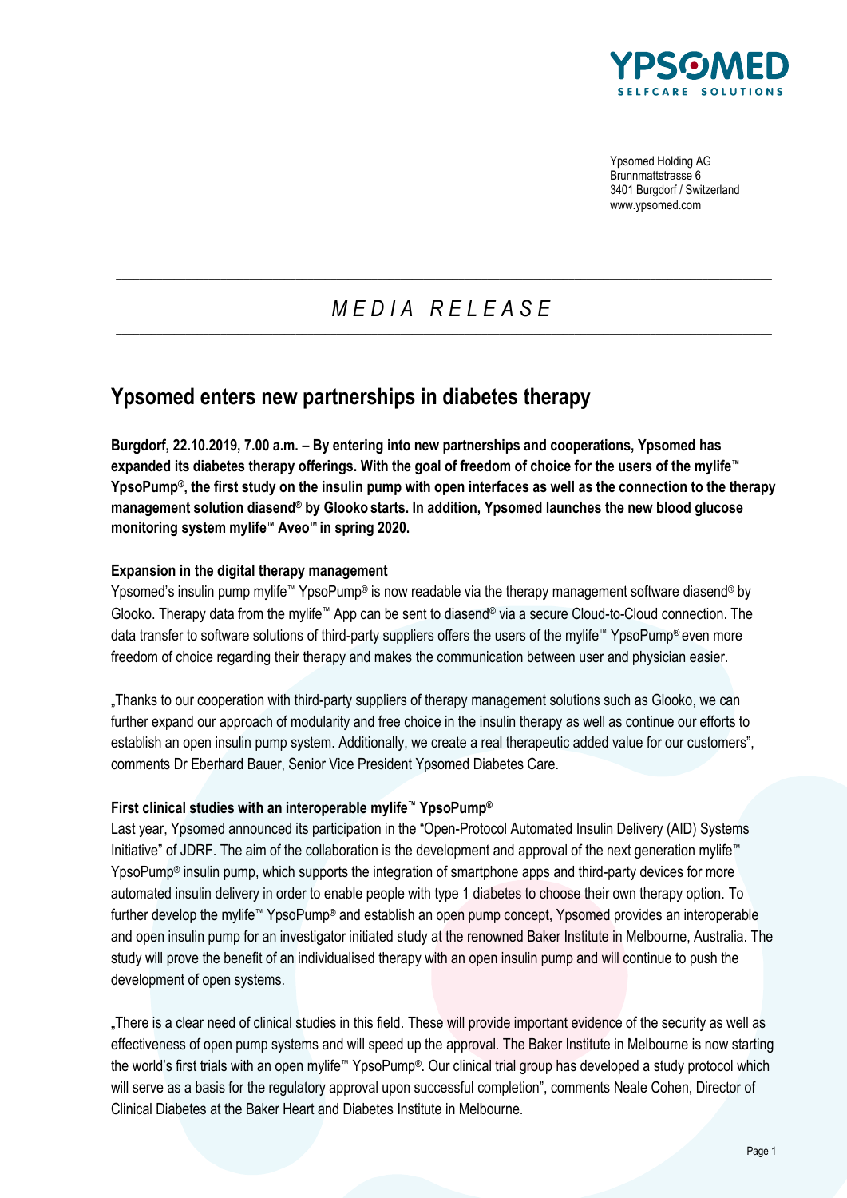Ypsomed Holding AG
Brunnmattstrasse 6
3401 Burgdorf / Switzerland
www.ypsomed.com

*MEDIA RELEASE*

# Ypsomed enters new partnerships in diabetes therapy

**Burgdorf, 22.10.2019, 7.00 a.m. – By entering into new partnerships and cooperations, Ypsomed has expanded its diabetes therapy offerings. With the goal of freedom of choice for the users of the mylife™ YpsoPump®, the first study on the insulin pump with open interfaces as well as the connection to the therapy management solution diasend® by Glooko starts. In addition, Ypsomed launches the new blood glucose monitoring system mylife™ Aveo™ in spring 2020.**

### Expansion in the digital therapy management

Ypsomed's insulin pump mylife™ YpsoPump® is now readable via the therapy management software diasend® by Glooko. Therapy data from the mylife™ App can be sent to diasend® via a secure Cloud-to-Cloud connection. The data transfer to software solutions of third-party suppliers offers the users of the mylife™ YpsoPump® even more freedom of choice regarding their therapy and makes the communication between user and physician easier.

„Thanks to our cooperation with third-party suppliers of therapy management solutions such as Glooko, we can further expand our approach of modularity and free choice in the insulin therapy as well as continue our efforts to establish an open insulin pump system. Additionally, we create a real therapeutic added value for our customers", comments Dr Eberhard Bauer, Senior Vice President Ypsomed Diabetes Care.

### First clinical studies with an interoperable mylife™ YpsoPump®

Last year, Ypsomed announced its participation in the "Open-Protocol Automated Insulin Delivery (AID) Systems Initiative" of JDRF. The aim of the collaboration is the development and approval of the next generation mylife™ YpsoPump® insulin pump, which supports the integration of smartphone apps and third-party devices for more automated insulin delivery in order to enable people with type 1 diabetes to choose their own therapy option. To further develop the mylife™ YpsoPump® and establish an open pump concept, Ypsomed provides an interoperable and open insulin pump for an investigator initiated study at the renowned Baker Institute in Melbourne, Australia. The study will prove the benefit of an individualised therapy with an open insulin pump and will continue to push the development of open systems.

„There is a clear need of clinical studies in this field. These will provide important evidence of the security as well as effectiveness of open pump systems and will speed up the approval. The Baker Institute in Melbourne is now starting the world's first trials with an open mylife™ YpsoPump®. Our clinical trial group has developed a study protocol which will serve as a basis for the regulatory approval upon successful completion", comments Neale Cohen, Director of Clinical Diabetes at the Baker Heart and Diabetes Institute in Melbourne.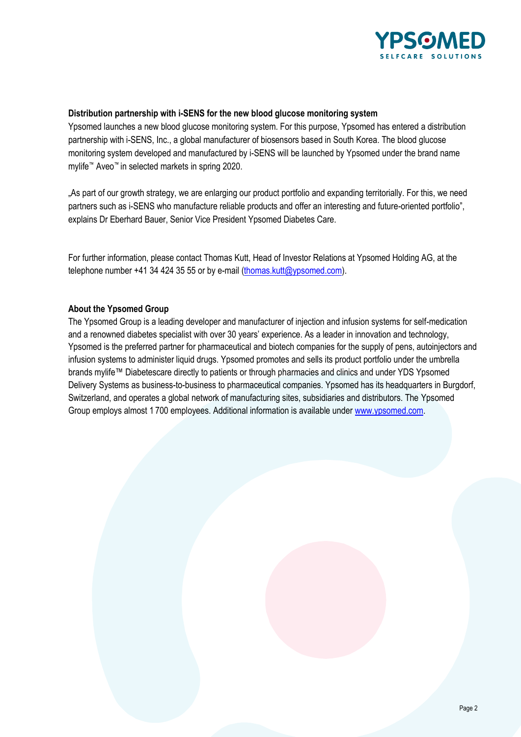**Distribution partnership with i-SENS for the new blood glucose monitoring system**

Ypsomed launches a new blood glucose monitoring system. For this purpose, Ypsomed has entered a distribution partnership with i-SENS, Inc., a global manufacturer of biosensors based in South Korea. The blood glucose monitoring system developed and manufactured by i-SENS will be launched by Ypsomed under the brand name mylife™ Aveo™ in selected markets in spring 2020.

„As part of our growth strategy, we are enlarging our product portfolio and expanding territorially. For this, we need partners such as i-SENS who manufacture reliable products and offer an interesting and future-oriented portfolio", explains Dr Eberhard Bauer, Senior Vice President Ypsomed Diabetes Care.

For further information, please contact Thomas Kutt, Head of Investor Relations at Ypsomed Holding AG, at the telephone number +41 34 424 35 55 or by e-mail (thomas.kutt@ypsomed.com).

**About the Ypsomed Group**

The Ypsomed Group is a leading developer and manufacturer of injection and infusion systems for self-medication and a renowned diabetes specialist with over 30 years' experience. As a leader in innovation and technology, Ypsomed is the preferred partner for pharmaceutical and biotech companies for the supply of pens, autoinjectors and infusion systems to administer liquid drugs. Ypsomed promotes and sells its product portfolio under the umbrella brands mylife™ Diabetescare directly to patients or through pharmacies and clinics and under YDS Ypsomed Delivery Systems as business-to-business to pharmaceutical companies. Ypsomed has its headquarters in Burgdorf, Switzerland, and operates a global network of manufacturing sites, subsidiaries and distributors. The Ypsomed Group employs almost 1 700 employees. Additional information is available under www.ypsomed.com.